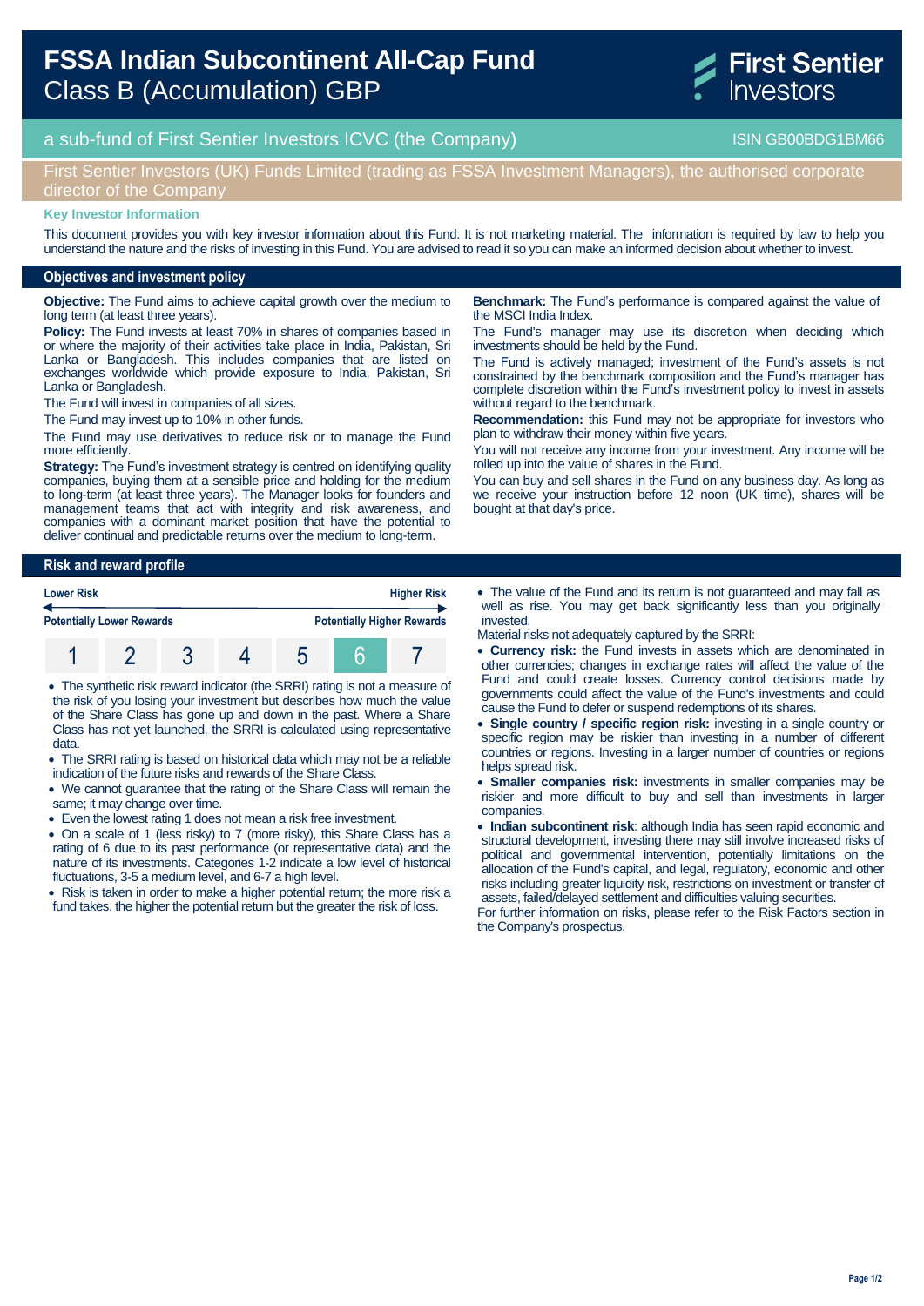# FSSA Indian Subcontinent All-Cap Fund
Class B (Accumulation) GBP

a sub-fund of First Sentier Investors ICVC (the Company) ISIN GB00BDG1BM66

First Sentier Investors (UK) Funds Limited (trading as FSSA Investment Managers), the authorised corporate director of the Company

**Key Investor Information**

This document provides you with key investor information about this Fund. It is not marketing material. The information is required by law to help you understand the nature and the risks of investing in this Fund. You are advised to read it so you can make an informed decision about whether to invest.

## Objectives and investment policy

**Objective:** The Fund aims to achieve capital growth over the medium to long term (at least three years).

**Policy:** The Fund invests at least 70% in shares of companies based in or where the majority of their activities take place in India, Pakistan, Sri Lanka or Bangladesh. This includes companies that are listed on exchanges worldwide which provide exposure to India, Pakistan, Sri Lanka or Bangladesh.

The Fund will invest in companies of all sizes.

The Fund may invest up to 10% in other funds.

The Fund may use derivatives to reduce risk or to manage the Fund more efficiently.

**Strategy:** The Fund's investment strategy is centred on identifying quality companies, buying them at a sensible price and holding for the medium to long-term (at least three years). The Manager looks for founders and management teams that act with integrity and risk awareness, and companies with a dominant market position that have the potential to deliver continual and predictable returns over the medium to long-term.

**Benchmark:** The Fund's performance is compared against the value of the MSCI India Index.

The Fund's manager may use its discretion when deciding which investments should be held by the Fund.

The Fund is actively managed; investment of the Fund's assets is not constrained by the benchmark composition and the Fund's manager has complete discretion within the Fund's investment policy to invest in assets without regard to the benchmark.

**Recommendation:** this Fund may not be appropriate for investors who plan to withdraw their money within five years.

You will not receive any income from your investment. Any income will be rolled up into the value of shares in the Fund.

You can buy and sell shares in the Fund on any business day. As long as we receive your instruction before 12 noon (UK time), shares will be bought at that day's price.

## Risk and reward profile

| Lower Risk | | | | | | Higher Risk |
|---|---|---|---|---|---|---|
| Potentially Lower Rewards | | | | | | Potentially Higher Rewards |
| 1 | 2 | 3 | 4 | 5 | **6** | 7 |

- The synthetic risk reward indicator (the SRRI) rating is not a measure of the risk of you losing your investment but describes how much the value of the Share Class has gone up and down in the past. Where a Share Class has not yet launched, the SRRI is calculated using representative data.
- The SRRI rating is based on historical data which may not be a reliable indication of the future risks and rewards of the Share Class.
- We cannot guarantee that the rating of the Share Class will remain the same; it may change over time.
- Even the lowest rating 1 does not mean a risk free investment.
- On a scale of 1 (less risky) to 7 (more risky), this Share Class has a rating of 6 due to its past performance (or representative data) and the nature of its investments. Categories 1-2 indicate a low level of historical fluctuations, 3-5 a medium level, and 6-7 a high level.
- Risk is taken in order to make a higher potential return; the more risk a fund takes, the higher the potential return but the greater the risk of loss.
- The value of the Fund and its return is not guaranteed and may fall as well as rise. You may get back significantly less than you originally invested.

Material risks not adequately captured by the SRRI:

- **Currency risk:** the Fund invests in assets which are denominated in other currencies; changes in exchange rates will affect the value of the Fund and could create losses. Currency control decisions made by governments could affect the value of the Fund's investments and could cause the Fund to defer or suspend redemptions of its shares.
- **Single country / specific region risk:** investing in a single country or specific region may be riskier than investing in a number of different countries or regions. Investing in a larger number of countries or regions helps spread risk.
- **Smaller companies risk:** investments in smaller companies may be riskier and more difficult to buy and sell than investments in larger companies.
- **Indian subcontinent risk**: although India has seen rapid economic and structural development, investing there may still involve increased risks of political and governmental intervention, potentially limitations on the allocation of the Fund's capital, and legal, regulatory, economic and other risks including greater liquidity risk, restrictions on investment or transfer of assets, failed/delayed settlement and difficulties valuing securities.

For further information on risks, please refer to the Risk Factors section in the Company's prospectus.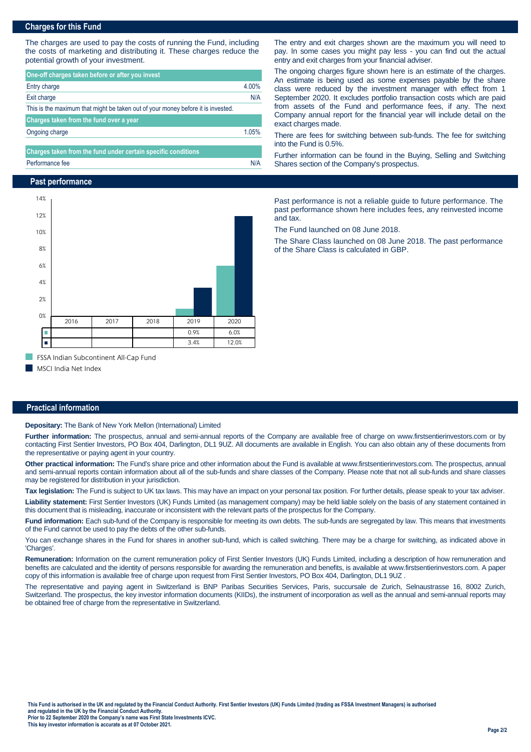## Charges for this Fund

The charges are used to pay the costs of running the Fund, including the costs of marketing and distributing it. These charges reduce the potential growth of your investment.

| One-off charges taken before or after you invest | |
|---|---|
| Entry charge | 4.00% |
| Exit charge | N/A |
| This is the maximum that might be taken out of your money before it is invested. | |
| **Charges taken from the fund over a year** | |
| Ongoing charge | 1.05% |
| **Charges taken from the fund under certain specific conditions** | |
| Performance fee | N/A |

The entry and exit charges shown are the maximum you will need to pay. In some cases you might pay less - you can find out the actual entry and exit charges from your financial adviser.

The ongoing charges figure shown here is an estimate of the charges. An estimate is being used as some expenses payable by the share class were reduced by the investment manager with effect from 1 September 2020. It excludes portfolio transaction costs which are paid from assets of the Fund and performance fees, if any. The next Company annual report for the financial year will include detail on the exact charges made.

There are fees for switching between sub-funds. The fee for switching into the Fund is 0.5%.

Further information can be found in the Buying, Selling and Switching Shares section of the Company's prospectus.

## Past performance

14%
12%
10%
8%
6%
4%
2%
0%

2016 2017 2018 2019 2020

FSSA Indian Subcontinent All-Cap Fund: 2019: 0.9%, 2020: 6.0%

MSCI India Net Index: 2019: 3.4%, 2020: 12.0%

Past performance is not a reliable guide to future performance. The past performance shown here includes fees, any reinvested income and tax.

The Fund launched on 08 June 2018.

The Share Class launched on 08 June 2018. The past performance of the Share Class is calculated in GBP.

## Practical information

**Depositary:** The Bank of New York Mellon (International) Limited

**Further information:** The prospectus, annual and semi-annual reports of the Company are available free of charge on www.firstsentierinvestors.com or by contacting First Sentier Investors, PO Box 404, Darlington, DL1 9UZ. All documents are available in English. You can also obtain any of these documents from the representative or paying agent in your country.

**Other practical information:** The Fund's share price and other information about the Fund is available at www.firstsentierinvestors.com. The prospectus, annual and semi-annual reports contain information about all of the sub-funds and share classes of the Company. Please note that not all sub-funds and share classes may be registered for distribution in your jurisdiction.

**Tax legislation:** The Fund is subject to UK tax laws. This may have an impact on your personal tax position. For further details, please speak to your tax adviser.

**Liability statement:** First Sentier Investors (UK) Funds Limited (as management company) may be held liable solely on the basis of any statement contained in this document that is misleading, inaccurate or inconsistent with the relevant parts of the prospectus for the Company.

**Fund information:** Each sub-fund of the Company is responsible for meeting its own debts. The sub-funds are segregated by law. This means that investments of the Fund cannot be used to pay the debts of the other sub-funds.

You can exchange shares in the Fund for shares in another sub-fund, which is called switching. There may be a charge for switching, as indicated above in 'Charges'.

**Remuneration:** Information on the current remuneration policy of First Sentier Investors (UK) Funds Limited, including a description of how remuneration and benefits are calculated and the identity of persons responsible for awarding the remuneration and benefits, is available at www.firstsentierinvestors.com. A paper copy of this information is available free of charge upon request from First Sentier Investors, PO Box 404, Darlington, DL1 9UZ .

The representative and paying agent in Switzerland is BNP Paribas Securities Services, Paris, succursale de Zurich, Selnaustrasse 16, 8002 Zurich, Switzerland. The prospectus, the key investor information documents (KIIDs), the instrument of incorporation as well as the annual and semi-annual reports may be obtained free of charge from the representative in Switzerland.

**This Fund is authorised in the UK and regulated by the Financial Conduct Authority. First Sentier Investors (UK) Funds Limited (trading as FSSA Investment Managers) is authorised and regulated in the UK by the Financial Conduct Authority.**
**Prior to 22 September 2020 the Company's name was First State Investments ICVC.**
**This key investor information is accurate as at 07 October 2021.**